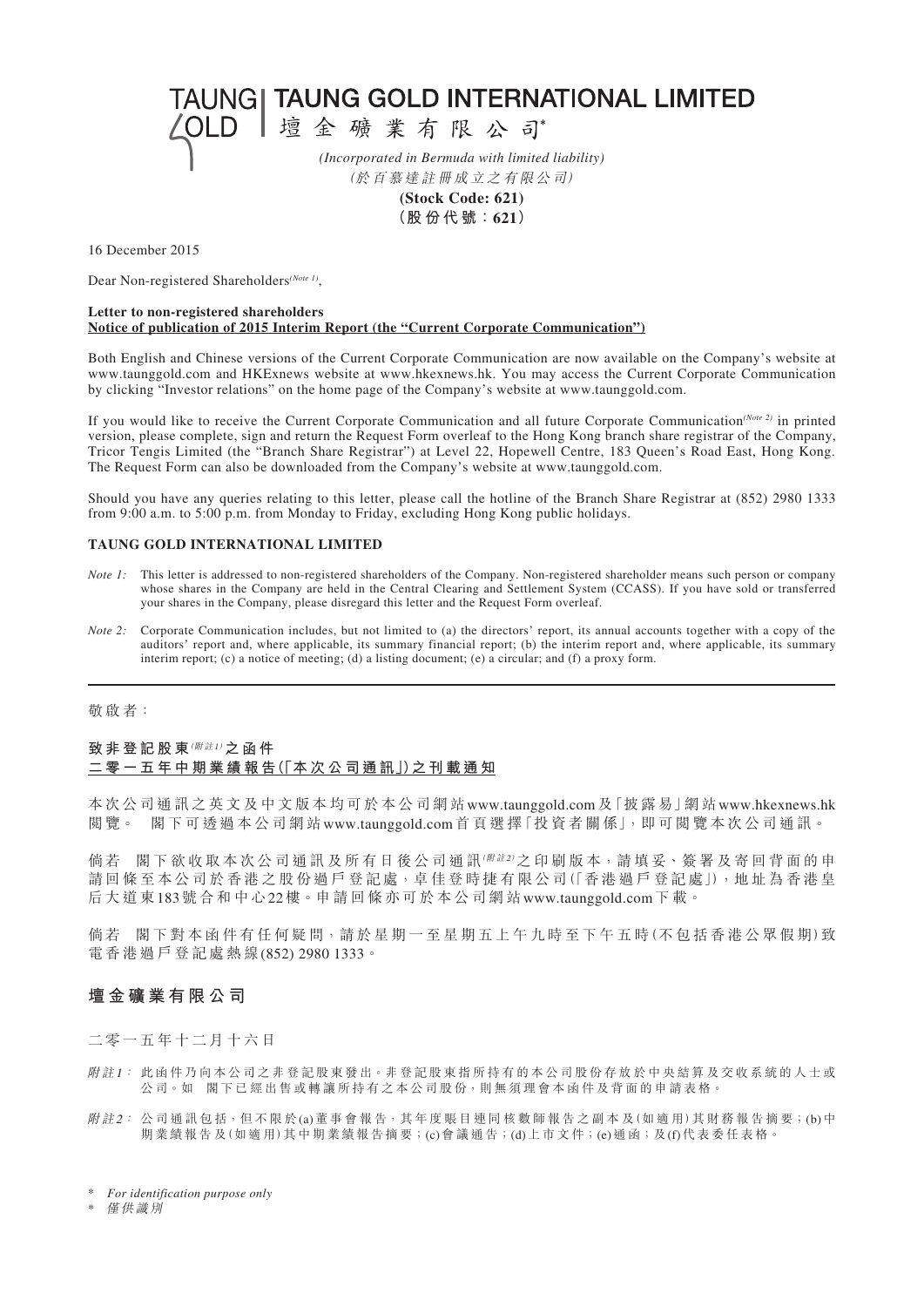# TAUNG GOLD INTERNATIONAL LIMITED

# 壇金礦業有限公司*

*(Incorporated in Bermuda with limited liability)*

*(於百慕達註冊成立之有限公司)*

**(Stock Code: 621)**

**（股份代號：621）**

16 December 2015

Dear Non-registered Shareholders*(Note 1)*,

**Letter to non-registered shareholders**
**Notice of publication of 2015 Interim Report (the "Current Corporate Communication")**

Both English and Chinese versions of the Current Corporate Communication are now available on the Company's website at www.taunggold.com and HKExnews website at www.hkexnews.hk. You may access the Current Corporate Communication by clicking "Investor relations" on the home page of the Company's website at www.taunggold.com.

If you would like to receive the Current Corporate Communication and all future Corporate Communication*(Note 2)* in printed version, please complete, sign and return the Request Form overleaf to the Hong Kong branch share registrar of the Company, Tricor Tengis Limited (the "Branch Share Registrar") at Level 22, Hopewell Centre, 183 Queen's Road East, Hong Kong. The Request Form can also be downloaded from the Company's website at www.taunggold.com.

Should you have any queries relating to this letter, please call the hotline of the Branch Share Registrar at (852) 2980 1333 from 9:00 a.m. to 5:00 p.m. from Monday to Friday, excluding Hong Kong public holidays.

**TAUNG GOLD INTERNATIONAL LIMITED**

*Note 1:* This letter is addressed to non-registered shareholders of the Company. Non-registered shareholder means such person or company whose shares in the Company are held in the Central Clearing and Settlement System (CCASS). If you have sold or transferred your shares in the Company, please disregard this letter and the Request Form overleaf.

*Note 2:* Corporate Communication includes, but not limited to (a) the directors' report, its annual accounts together with a copy of the auditors' report and, where applicable, its summary financial report; (b) the interim report and, where applicable, its summary interim report; (c) a notice of meeting; (d) a listing document; (e) a circular; and (f) a proxy form.

---

敬啟者：

**致非登記股東**(附註1)**之函件**
**二零一五年中期業績報告(「本次公司通訊」)之刊載通知**

本次公司通訊之英文及中文版本均可於本公司網站www.taunggold.com及「披露易」網站www.hkexnews.hk閱覽。 閣下可透過本公司網站www.taunggold.com首頁選擇「投資者關係」，即可閱覽本次公司通訊。

倘若 閣下欲收取本次公司通訊及所有日後公司通訊(附註2)之印刷版本，請填妥、簽署及寄回背面的申請回條至本公司於香港之股份過戶登記處，卓佳登時捷有限公司(「香港過戶登記處」)，地址為香港皇后大道東183號合和中心22樓。申請回條亦可於本公司網站www.taunggold.com下載。

倘若 閣下對本函件有任何疑問，請於星期一至星期五上午九時至下午五時(不包括香港公眾假期)致電香港過戶登記處熱線(852) 2980 1333。

**壇金礦業有限公司**

二零一五年十二月十六日

*附註1：* 此函件乃向本公司之非登記股東發出。非登記股東指所持有的本公司股份存放於中央結算及交收系統的人士或公司。如 閣下已經出售或轉讓所持有之本公司股份，則無須理會本函件及背面的申請表格。

*附註2：* 公司通訊包括，但不限於(a)董事會報告，其年度賬目連同核數師報告之副本及(如適用)其財務報告摘要；(b)中期業績報告及(如適用)其中期業績報告摘要；(c)會議通告；(d)上市文件；(e)通函；及(f)代表委任表格。

\* *For identification purpose only*

\* *僅供識別*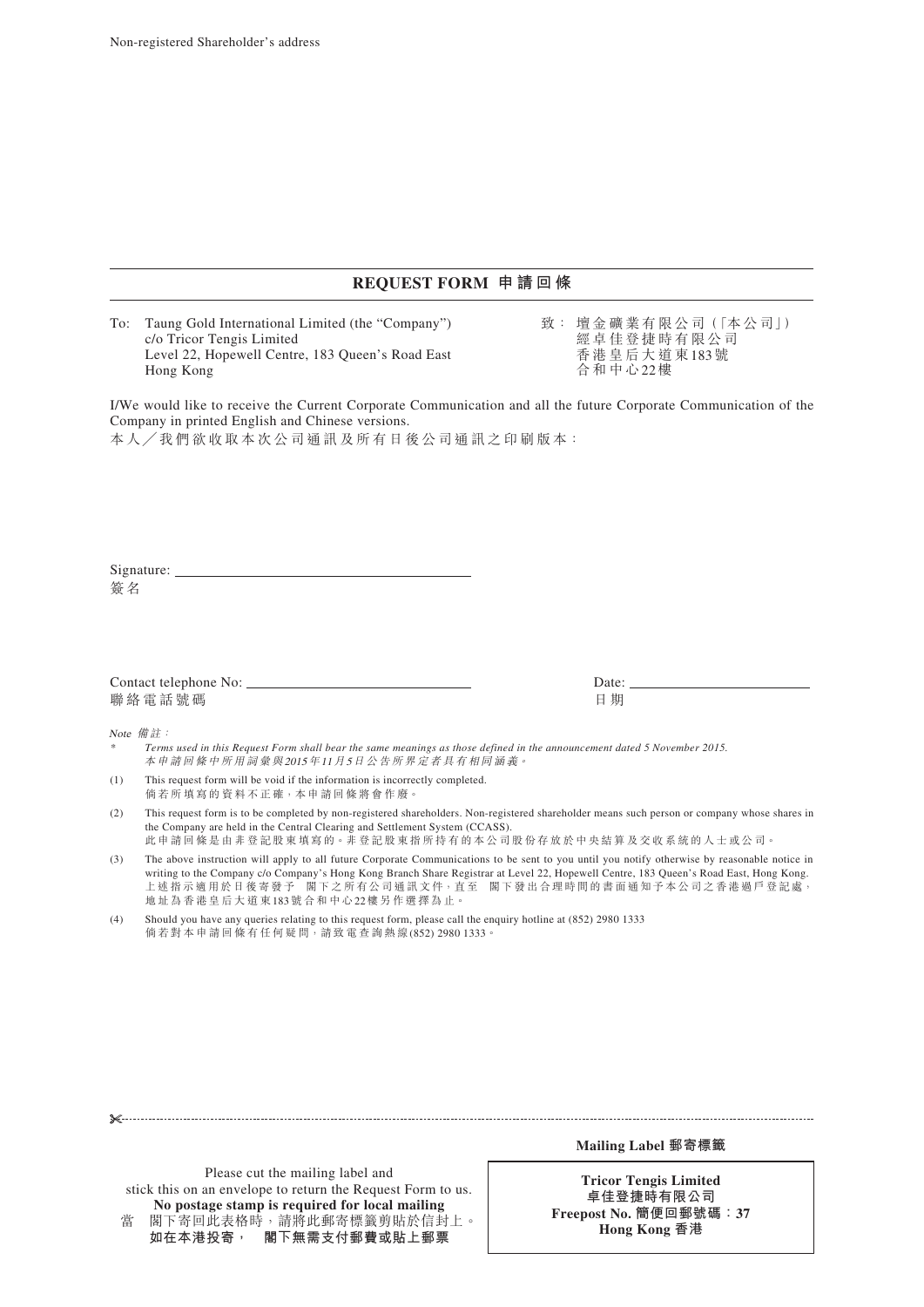Non-registered Shareholder's address

## REQUEST FORM 申請回條

To: Taung Gold International Limited (the "Company")
c/o Tricor Tengis Limited
Level 22, Hopewell Centre, 183 Queen's Road East
Hong Kong

致：壇金礦業有限公司（「本公司」）
經卓佳登捷時有限公司
香港皇后大道東183號
合和中心22樓

I/We would like to receive the Current Corporate Communication and all the future Corporate Communication of the Company in printed English and Chinese versions.
本人╱我們欲收取本次公司通訊及所有日後公司通訊之印刷版本：

Signature: ______________________
簽名

Contact telephone No: ______________________
聯絡電話號碼

Date: ______________________
日期

*Note 備註：*

\* *Terms used in this Request Form shall bear the same meanings as those defined in the announcement dated 5 November 2015.*
*本申請回條中所用詞彙與2015年11月5日公告所界定者具有相同涵義。*

(1) This request form will be void if the information is incorrectly completed.
倘若所填寫的資料不正確，本申請回條將會作廢。

(2) This request form is to be completed by non-registered shareholders. Non-registered shareholder means such person or company whose shares in the Company are held in the Central Clearing and Settlement System (CCASS).
此申請回條是由非登記股東填寫的。非登記股東指所持有的本公司股份存放於中央結算及交收系統的人士或公司。

(3) The above instruction will apply to all future Corporate Communications to be sent to you until you notify otherwise by reasonable notice in writing to the Company c/o Company's Hong Kong Branch Share Registrar at Level 22, Hopewell Centre, 183 Queen's Road East, Hong Kong.
上述指示適用於日後寄發予 閣下之所有公司通訊文件，直至 閣下發出合理時間的書面通知予本公司之香港過戶登記處，地址為香港皇后大道東183號合和中心22樓另作選擇為止。

(4) Should you have any queries relating to this request form, please call the enquiry hotline at (852) 2980 1333
倘若對本申請回條有任何疑問，請致電查詢熱線(852) 2980 1333。

---

Please cut the mailing label and stick this on an envelope to return the Request Form to us.
**No postage stamp is required for local mailing**
當 閣下寄回此表格時，請將此郵寄標籤剪貼於信封上。
**如在本港投寄， 閣下無需支付郵費或貼上郵票**

**Mailing Label 郵寄標籤**

**Tricor Tengis Limited**
**卓佳登捷時有限公司**
**Freepost No. 簡便回郵號碼：37**
**Hong Kong 香港**